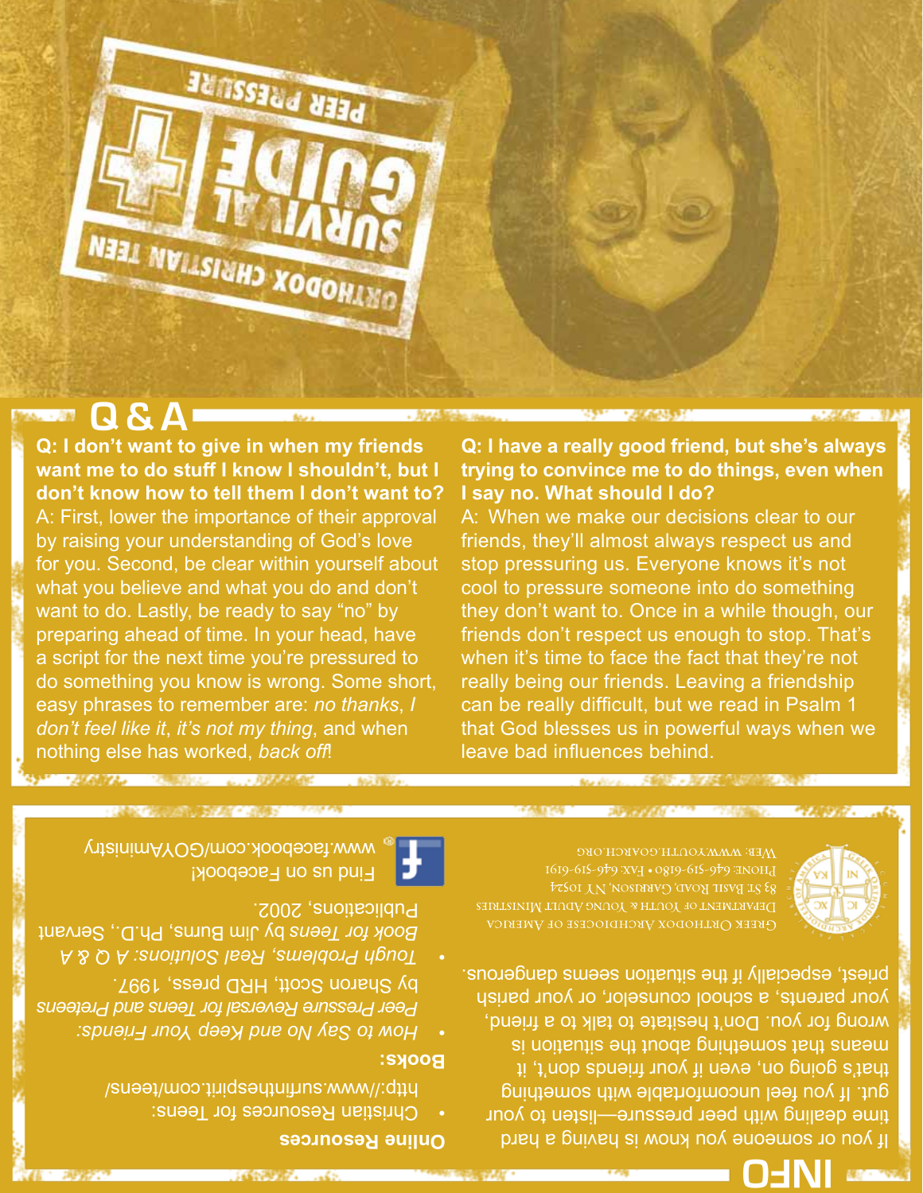# ORTHODOX CHRISTIAN TEEN SURVIVAL GUIDE

## PEER PRESSURE

## Q & A

**Q: I don't want to give in when my friends want me to do stuff I know I shouldn't, but I don't know how to tell them I don't want to?**

A: First, lower the importance of their approval by raising your understanding of God's love for you. Second, be clear within yourself about what you believe and what you do and don't want to do. Lastly, be ready to say "no" by preparing ahead of time. In your head, have a script for the next time you're pressured to do something you know is wrong. Some short, easy phrases to remember are: *no thanks*, *I don't feel like it*, *it's not my thing*, and when nothing else has worked, *back off*!

**Q: I have a really good friend, but she's always trying to convince me to do things, even when I say no. What should I do?**

A: When we make our decisions clear to our friends, they'll almost always respect us and stop pressuring us. Everyone knows it's not cool to pressure someone into do something they don't want to. Once in a while though, our friends don't respect us enough to stop. That's when it's time to face the fact that they're not really being our friends. Leaving a friendship can be really difficult, but we read in Psalm 1 that God blesses us in powerful ways when we leave bad influences behind.

## INFO

If you or someone you know is having a hard time dealing with peer pressure—listen to your gut. If you feel uncomfortable with something that's going on, even if your friends don't, it means that something about the situation is wrong for you. Don't hesitate to talk to a friend, your parents, a school counselor, or your parish priest, especially if the situation seems dangerous.

Greek Orthodox Archdiocese of America
Department of Youth & Young Adult Ministries
83 St. Basil Road, Garrison, NY 10524
Phone 646-519-6180 • Fax 646-519-6191
Web: www.youth.goarch.org

**Online Resources**

- Christian Resources for Teens: http://www.surfinthespirit.com/teens/

**Books:**

- *How to Say No and Keep Your Friends: Peer Pressure Reversal for Teens and Preteens* by Sharon Scott, HRD press, 1997.
- *Tough Problems, Real Solutions: A Q & A Book for Teens* by Jim Burns, Ph.D., Servant Publications, 2002.

Find us on Facebook!
www.facebook.com/GOYAministry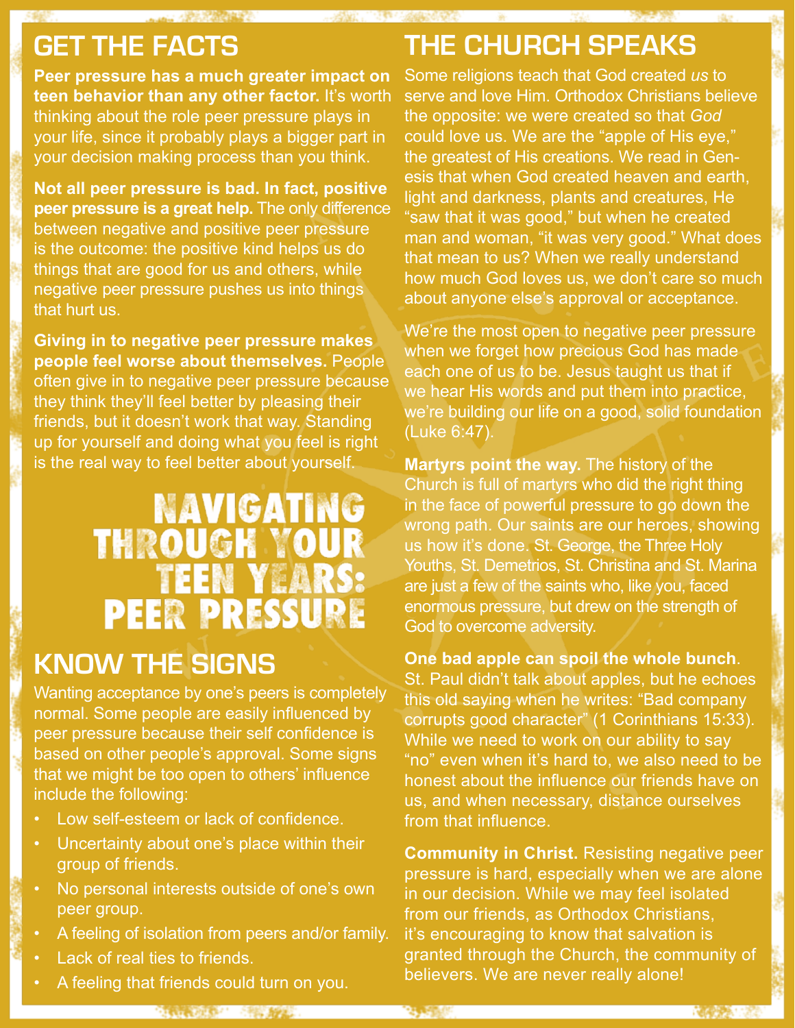## GET THE FACTS

**Peer pressure has a much greater impact on teen behavior than any other factor.** It's worth thinking about the role peer pressure plays in your life, since it probably plays a bigger part in your decision making process than you think.

**Not all peer pressure is bad. In fact, positive peer pressure is a great help.** The only difference between negative and positive peer pressure is the outcome: the positive kind helps us do things that are good for us and others, while negative peer pressure pushes us into things that hurt us.

**Giving in to negative peer pressure makes people feel worse about themselves.** People often give in to negative peer pressure because they think they'll feel better by pleasing their friends, but it doesn't work that way. Standing up for yourself and doing what you feel is right is the real way to feel better about yourself.

# NAVIGATING THROUGH YOUR TEEN YEARS: PEER PRESSURE

## KNOW THE SIGNS

Wanting acceptance by one's peers is completely normal. Some people are easily influenced by peer pressure because their self confidence is based on other people's approval. Some signs that we might be too open to others' influence include the following:

- Low self-esteem or lack of confidence.
- Uncertainty about one's place within their group of friends.
- No personal interests outside of one's own peer group.
- A feeling of isolation from peers and/or family.
- Lack of real ties to friends.
- A feeling that friends could turn on you.

## THE CHURCH SPEAKS

Some religions teach that God created *us* to serve and love Him. Orthodox Christians believe the opposite: we were created so that *God* could love us. We are the "apple of His eye," the greatest of His creations. We read in Genesis that when God created heaven and earth, light and darkness, plants and creatures, He "saw that it was good," but when he created man and woman, "it was very good." What does that mean to us? When we really understand how much God loves us, we don't care so much about anyone else's approval or acceptance.

We're the most open to negative peer pressure when we forget how precious God has made each one of us to be. Jesus taught us that if we hear His words and put them into practice, we're building our life on a good, solid foundation (Luke 6:47).

**Martyrs point the way.** The history of the Church is full of martyrs who did the right thing in the face of powerful pressure to go down the wrong path. Our saints are our heroes, showing us how it's done. St. George, the Three Holy Youths, St. Demetrios, St. Christina and St. Marina are just a few of the saints who, like you, faced enormous pressure, but drew on the strength of God to overcome adversity.

**One bad apple can spoil the whole bunch**. St. Paul didn't talk about apples, but he echoes this old saying when he writes: "Bad company corrupts good character" (1 Corinthians 15:33). While we need to work on our ability to say "no" even when it's hard to, we also need to be honest about the influence our friends have on us, and when necessary, distance ourselves from that influence.

**Community in Christ.** Resisting negative peer pressure is hard, especially when we are alone in our decision. While we may feel isolated from our friends, as Orthodox Christians, it's encouraging to know that salvation is granted through the Church, the community of believers. We are never really alone!